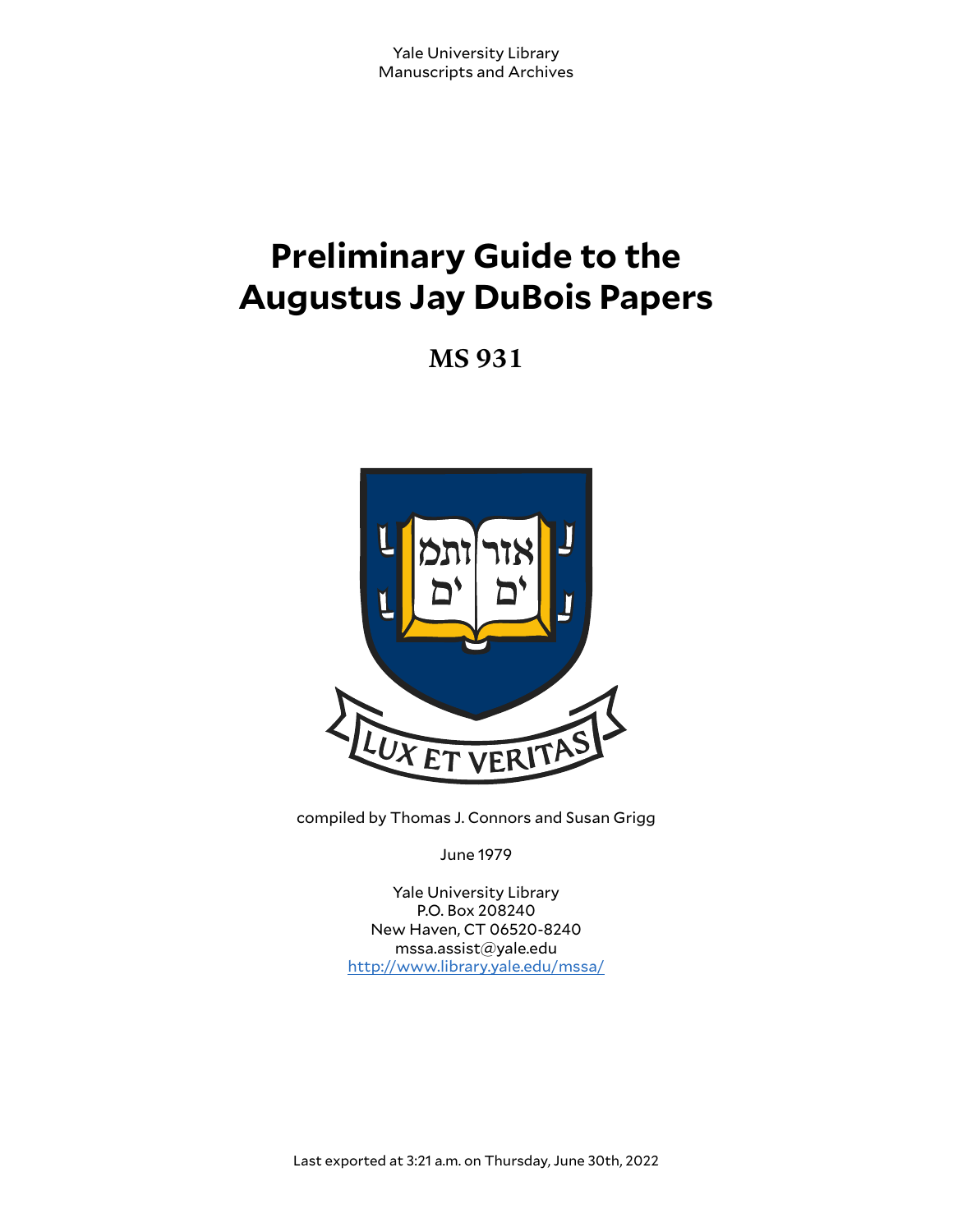Yale University Library
Manuscripts and Archives

# Preliminary Guide to the Augustus Jay DuBois Papers

## MS 931

compiled by Thomas J. Connors and Susan Grigg

June 1979

Yale University Library
P.O. Box 208240
New Haven, CT 06520-8240
mssa.assist@yale.edu
http://www.library.yale.edu/mssa/

Last exported at 3:21 a.m. on Thursday, June 30th, 2022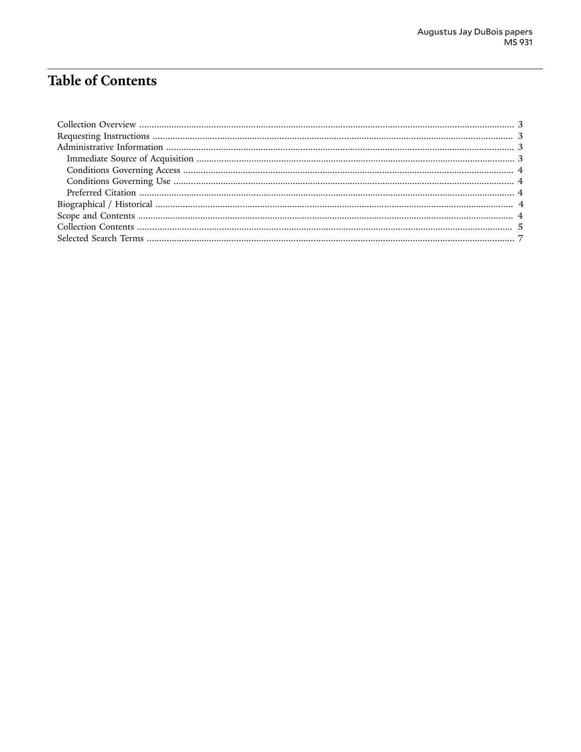# Table of Contents

- Collection Overview ... 3
- Requesting Instructions ... 3
- Administrative Information ... 3
  - Immediate Source of Acquisition ... 3
  - Conditions Governing Access ... 4
  - Conditions Governing Use ... 4
  - Preferred Citation ... 4
- Biographical / Historical ... 4
- Scope and Contents ... 4
- Collection Contents ... 5
- Selected Search Terms ... 7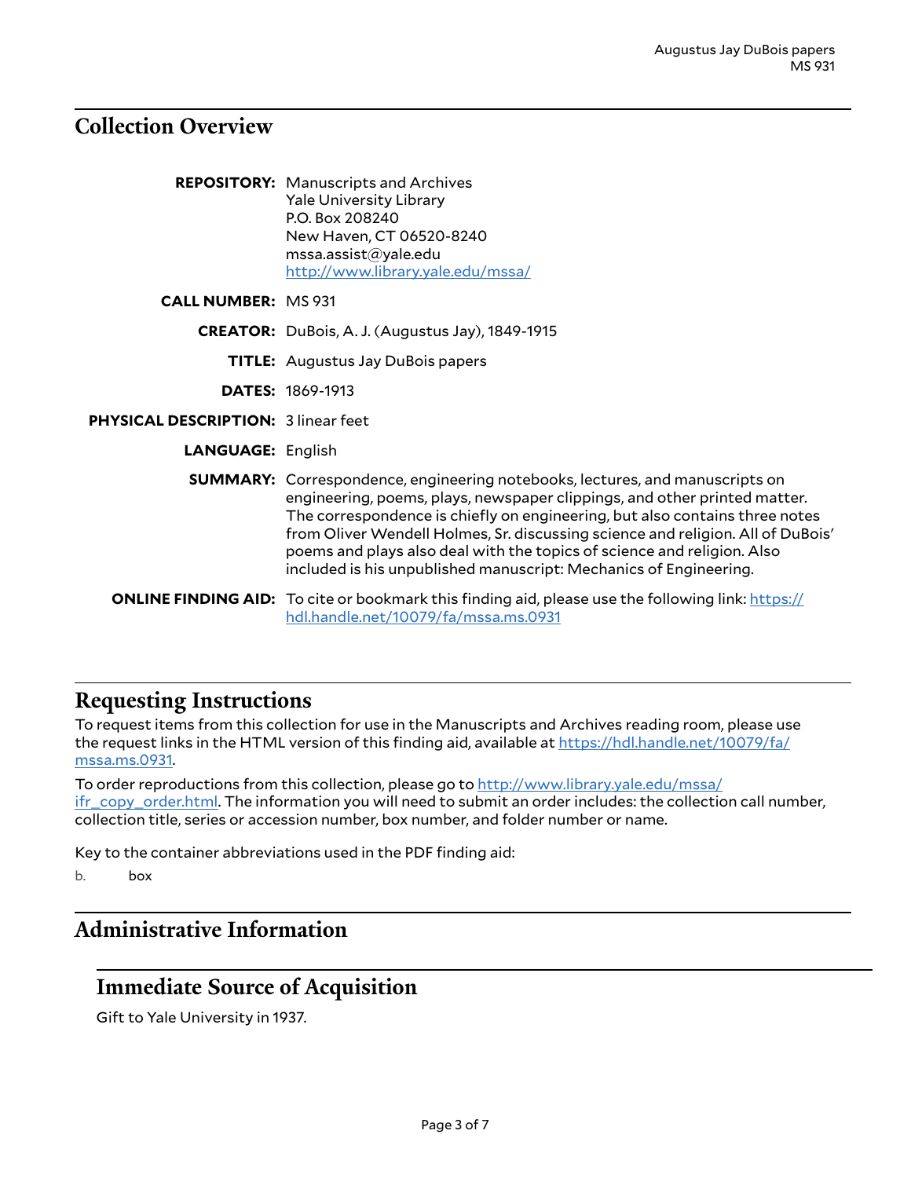## Collection Overview

**REPOSITORY:** Manuscripts and Archives
Yale University Library
P.O. Box 208240
New Haven, CT 06520-8240
mssa.assist@yale.edu
http://www.library.yale.edu/mssa/

**CALL NUMBER:** MS 931

**CREATOR:** DuBois, A. J. (Augustus Jay), 1849-1915

**TITLE:** Augustus Jay DuBois papers

**DATES:** 1869-1913

**PHYSICAL DESCRIPTION:** 3 linear feet

**LANGUAGE:** English

**SUMMARY:** Correspondence, engineering notebooks, lectures, and manuscripts on engineering, poems, plays, newspaper clippings, and other printed matter. The correspondence is chiefly on engineering, but also contains three notes from Oliver Wendell Holmes, Sr. discussing science and religion. All of DuBois' poems and plays also deal with the topics of science and religion. Also included is his unpublished manuscript: Mechanics of Engineering.

**ONLINE FINDING AID:** To cite or bookmark this finding aid, please use the following link: https://hdl.handle.net/10079/fa/mssa.ms.0931

## Requesting Instructions

To request items from this collection for use in the Manuscripts and Archives reading room, please use the request links in the HTML version of this finding aid, available at https://hdl.handle.net/10079/fa/mssa.ms.0931.

To order reproductions from this collection, please go to http://www.library.yale.edu/mssa/ifr_copy_order.html. The information you will need to submit an order includes: the collection call number, collection title, series or accession number, box number, and folder number or name.

Key to the container abbreviations used in the PDF finding aid:

b. box

## Administrative Information

### Immediate Source of Acquisition

Gift to Yale University in 1937.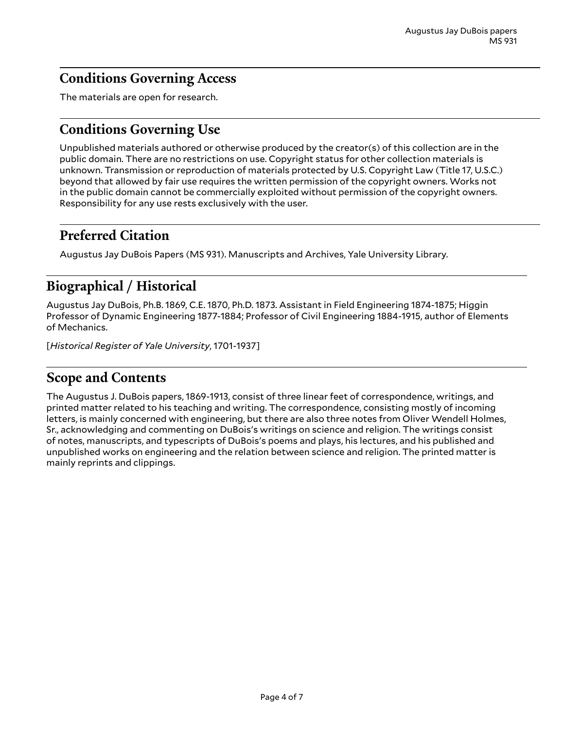## Conditions Governing Access

The materials are open for research.

## Conditions Governing Use

Unpublished materials authored or otherwise produced by the creator(s) of this collection are in the public domain. There are no restrictions on use. Copyright status for other collection materials is unknown. Transmission or reproduction of materials protected by U.S. Copyright Law (Title 17, U.S.C.) beyond that allowed by fair use requires the written permission of the copyright owners. Works not in the public domain cannot be commercially exploited without permission of the copyright owners. Responsibility for any use rests exclusively with the user.

## Preferred Citation

Augustus Jay DuBois Papers (MS 931). Manuscripts and Archives, Yale University Library.

# Biographical / Historical

Augustus Jay DuBois, Ph.B. 1869, C.E. 1870, Ph.D. 1873. Assistant in Field Engineering 1874-1875; Higgin Professor of Dynamic Engineering 1877-1884; Professor of Civil Engineering 1884-1915, author of Elements of Mechanics.

[*Historical Register of Yale University*, 1701-1937]

# Scope and Contents

The Augustus J. DuBois papers, 1869-1913, consist of three linear feet of correspondence, writings, and printed matter related to his teaching and writing. The correspondence, consisting mostly of incoming letters, is mainly concerned with engineering, but there are also three notes from Oliver Wendell Holmes, Sr., acknowledging and commenting on DuBois's writings on science and religion. The writings consist of notes, manuscripts, and typescripts of DuBois's poems and plays, his lectures, and his published and unpublished works on engineering and the relation between science and religion. The printed matter is mainly reprints and clippings.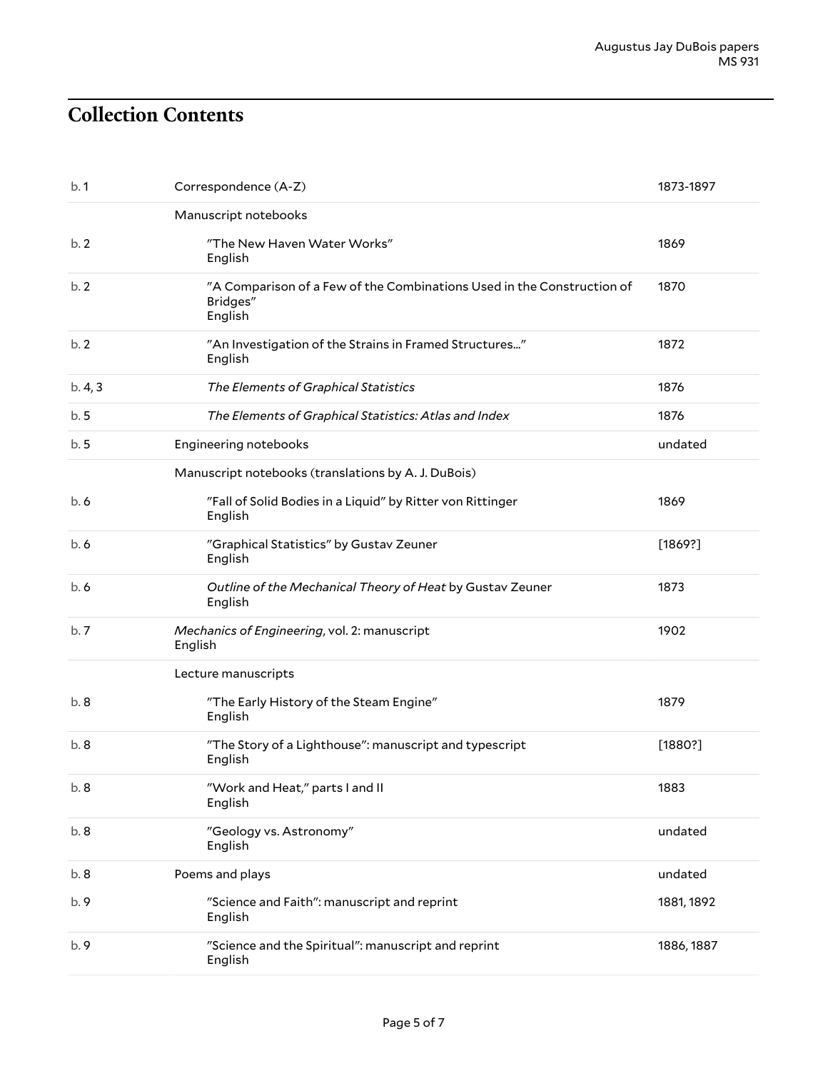## Collection Contents

| | | |
|---|---|---|
| b. 1 | Correspondence (A-Z) | 1873-1897 |
| | Manuscript notebooks | |
| b. 2 | "The New Haven Water Works"<br>English | 1869 |
| b. 2 | "A Comparison of a Few of the Combinations Used in the Construction of Bridges"<br>English | 1870 |
| b. 2 | "An Investigation of the Strains in Framed Structures..."<br>English | 1872 |
| b. 4, 3 | *The Elements of Graphical Statistics* | 1876 |
| b. 5 | *The Elements of Graphical Statistics: Atlas and Index* | 1876 |
| b. 5 | Engineering notebooks | undated |
| | Manuscript notebooks (translations by A. J. DuBois) | |
| b. 6 | "Fall of Solid Bodies in a Liquid" by Ritter von Rittinger<br>English | 1869 |
| b. 6 | "Graphical Statistics" by Gustav Zeuner<br>English | [1869?] |
| b. 6 | *Outline of the Mechanical Theory of Heat* by Gustav Zeuner<br>English | 1873 |
| b. 7 | *Mechanics of Engineering*, vol. 2: manuscript<br>English | 1902 |
| | Lecture manuscripts | |
| b. 8 | "The Early History of the Steam Engine"<br>English | 1879 |
| b. 8 | "The Story of a Lighthouse": manuscript and typescript<br>English | [1880?] |
| b. 8 | "Work and Heat," parts I and II<br>English | 1883 |
| b. 8 | "Geology vs. Astronomy"<br>English | undated |
| b. 8 | Poems and plays | undated |
| b. 9 | "Science and Faith": manuscript and reprint<br>English | 1881, 1892 |
| b. 9 | "Science and the Spiritual": manuscript and reprint<br>English | 1886, 1887 |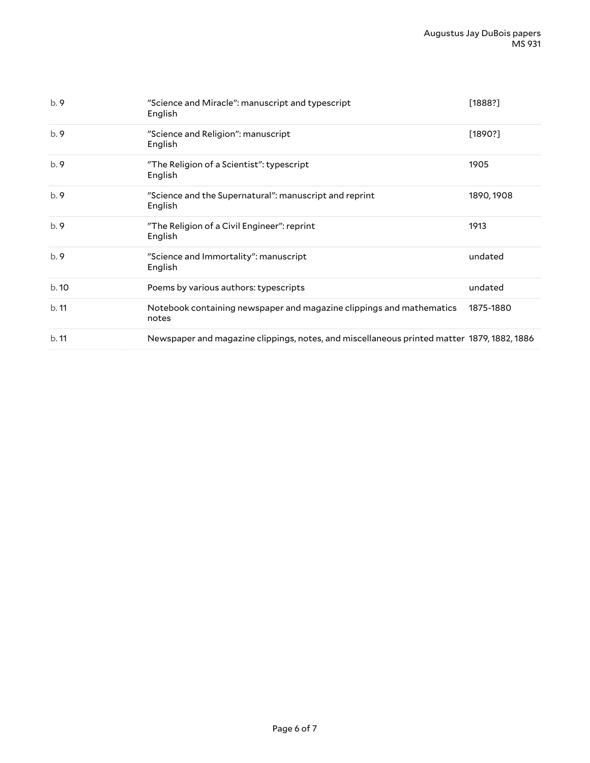| | | |
|---|---|---|
| b. 9 | "Science and Miracle": manuscript and typescript<br>English | [1888?] |
| b. 9 | "Science and Religion": manuscript<br>English | [1890?] |
| b. 9 | "The Religion of a Scientist": typescript<br>English | 1905 |
| b. 9 | "Science and the Supernatural": manuscript and reprint<br>English | 1890, 1908 |
| b. 9 | "The Religion of a Civil Engineer": reprint<br>English | 1913 |
| b. 9 | "Science and Immortality": manuscript<br>English | undated |
| b. 10 | Poems by various authors: typescripts | undated |
| b. 11 | Notebook containing newspaper and magazine clippings and mathematics notes | 1875-1880 |
| b. 11 | Newspaper and magazine clippings, notes, and miscellaneous printed matter | 1879, 1882, 1886 |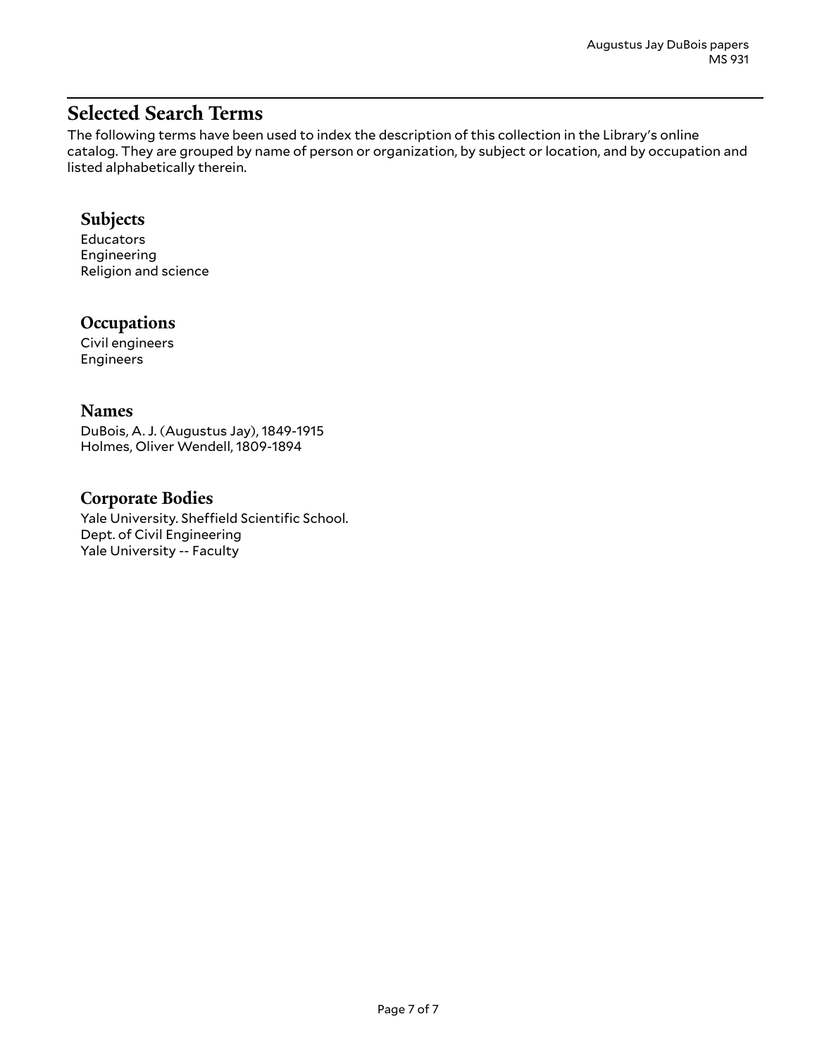## Selected Search Terms

The following terms have been used to index the description of this collection in the Library's online catalog. They are grouped by name of person or organization, by subject or location, and by occupation and listed alphabetically therein.

### Subjects

Educators
Engineering
Religion and science

### Occupations

Civil engineers
Engineers

### Names

DuBois, A. J. (Augustus Jay), 1849-1915
Holmes, Oliver Wendell, 1809-1894

### Corporate Bodies

Yale University. Sheffield Scientific School. Dept. of Civil Engineering
Yale University -- Faculty